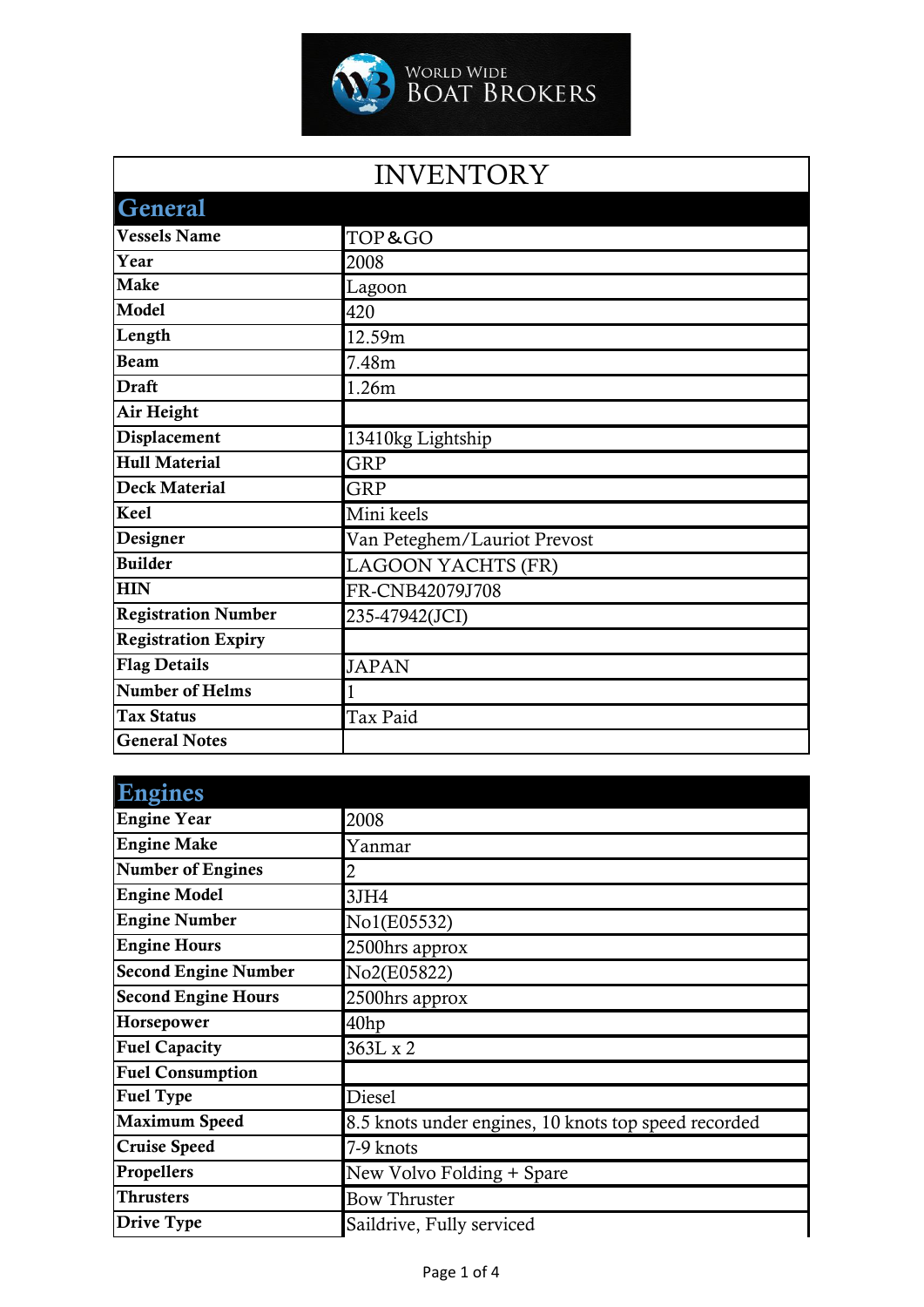WORLD WIDE BOAT BROKERS

# INVENTORY

## General

| | |
|---|---|
| **Vessels Name** | TOP&GO |
| **Year** | 2008 |
| **Make** | Lagoon |
| **Model** | 420 |
| **Length** | 12.59m |
| **Beam** | 7.48m |
| **Draft** | 1.26m |
| **Air Height** | |
| **Displacement** | 13410kg Lightship |
| **Hull Material** | GRP |
| **Deck Material** | GRP |
| **Keel** | Mini keels |
| **Designer** | Van Peteghem/Lauriot Prevost |
| **Builder** | LAGOON YACHTS (FR) |
| **HIN** | FR-CNB42079J708 |
| **Registration Number** | 235-47942(JCI) |
| **Registration Expiry** | |
| **Flag Details** | JAPAN |
| **Number of Helms** | 1 |
| **Tax Status** | Tax Paid |
| **General Notes** | |

## Engines

| | |
|---|---|
| **Engine Year** | 2008 |
| **Engine Make** | Yanmar |
| **Number of Engines** | 2 |
| **Engine Model** | 3JH4 |
| **Engine Number** | No1(E05532) |
| **Engine Hours** | 2500hrs approx |
| **Second Engine Number** | No2(E05822) |
| **Second Engine Hours** | 2500hrs approx |
| **Horsepower** | 40hp |
| **Fuel Capacity** | 363L x 2 |
| **Fuel Consumption** | |
| **Fuel Type** | Diesel |
| **Maximum Speed** | 8.5 knots under engines, 10 knots top speed recorded |
| **Cruise Speed** | 7-9 knots |
| **Propellers** | New Volvo Folding + Spare |
| **Thrusters** | Bow Thruster |
| **Drive Type** | Saildrive, Fully serviced |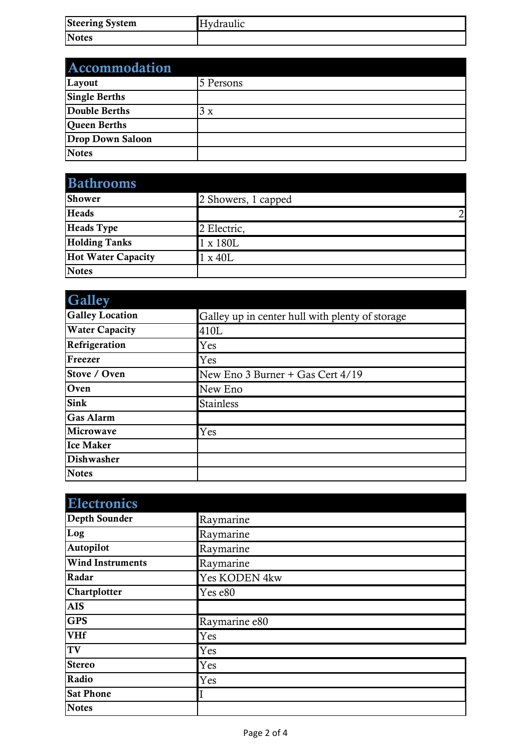| Steering System | Hydraulic |
| --- | --- |
| Notes | |

| Accommodation | |
| --- | --- |
| Layout | 5 Persons |
| Single Berths | |
| Double Berths | 3 x |
| Queen Berths | |
| Drop Down Saloon | |
| Notes | |

| Bathrooms | |
| --- | --- |
| Shower | 2 Showers, 1 capped |
| Heads | 2 |
| Heads Type | 2 Electric, |
| Holding Tanks | 1 x 180L |
| Hot Water Capacity | 1 x 40L |
| Notes | |

| Galley | |
| --- | --- |
| Galley Location | Galley up in center hull with plenty of storage |
| Water Capacity | 410L |
| Refrigeration | Yes |
| Freezer | Yes |
| Stove / Oven | New Eno 3 Burner + Gas Cert 4/19 |
| Oven | New Eno |
| Sink | Stainless |
| Gas Alarm | |
| Microwave | Yes |
| Ice Maker | |
| Dishwasher | |
| Notes | |

| Electronics | |
| --- | --- |
| Depth Sounder | Raymarine |
| Log | Raymarine |
| Autopilot | Raymarine |
| Wind Instruments | Raymarine |
| Radar | Yes KODEN 4kw |
| Chartplotter | Yes e80 |
| AIS | |
| GPS | Raymarine e80 |
| VHf | Yes |
| TV | Yes |
| Stereo | Yes |
| Radio | Yes |
| Sat Phone | I |
| Notes | |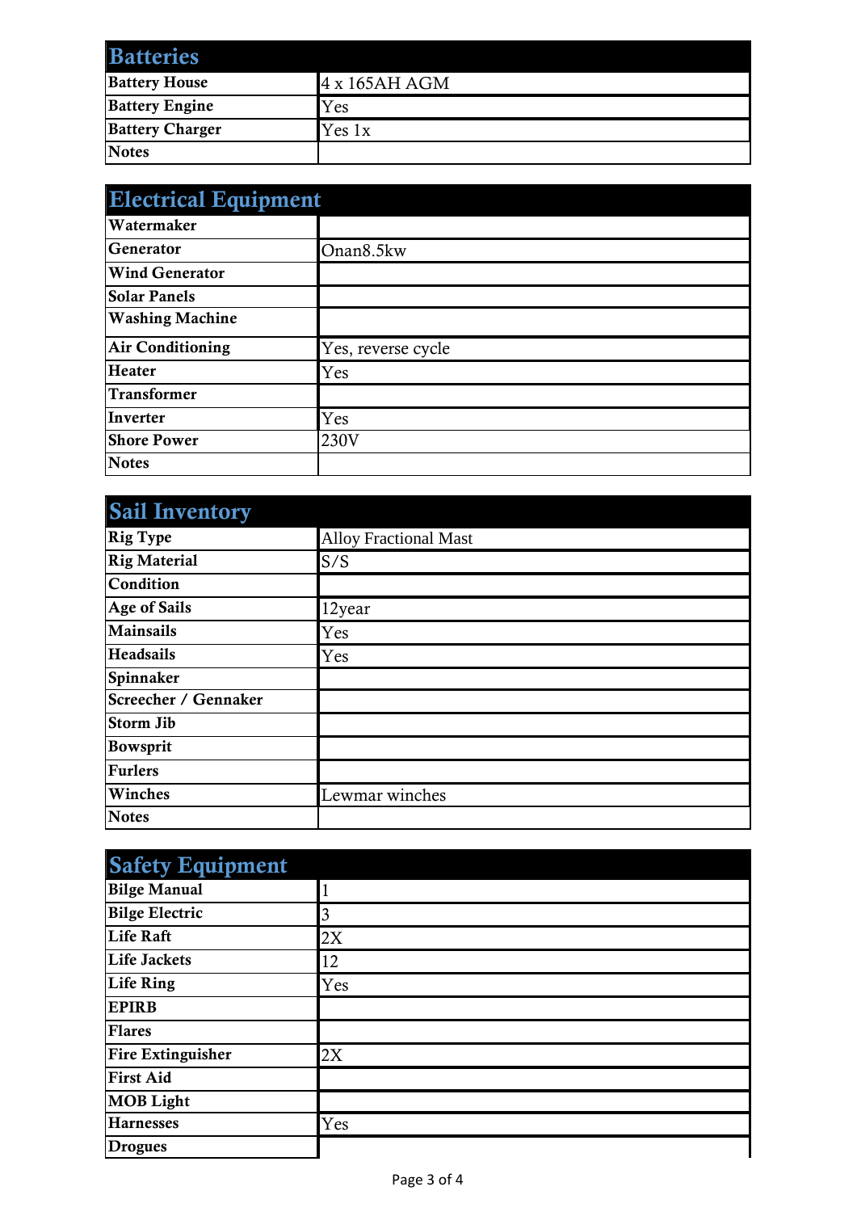| Batteries | |
|---|---|
| Battery House | 4 x 165AH AGM |
| Battery Engine | Yes |
| Battery Charger | Yes 1x |
| Notes | |

| Electrical Equipment | |
|---|---|
| Watermaker | |
| Generator | Onan8.5kw |
| Wind Generator | |
| Solar Panels | |
| Washing Machine | |
| Air Conditioning | Yes, reverse cycle |
| Heater | Yes |
| Transformer | |
| Inverter | Yes |
| Shore Power | 230V |
| Notes | |

| Sail Inventory | |
|---|---|
| Rig Type | Alloy Fractional Mast |
| Rig Material | S/S |
| Condition | |
| Age of Sails | 12year |
| Mainsails | Yes |
| Headsails | Yes |
| Spinnaker | |
| Screecher / Gennaker | |
| Storm Jib | |
| Bowsprit | |
| Furlers | |
| Winches | Lewmar winches |
| Notes | |

| Safety Equipment | |
|---|---|
| Bilge Manual | 1 |
| Bilge Electric | 3 |
| Life Raft | 2X |
| Life Jackets | 12 |
| Life Ring | Yes |
| EPIRB | |
| Flares | |
| Fire Extinguisher | 2X |
| First Aid | |
| MOB Light | |
| Harnesses | Yes |
| Drogues | |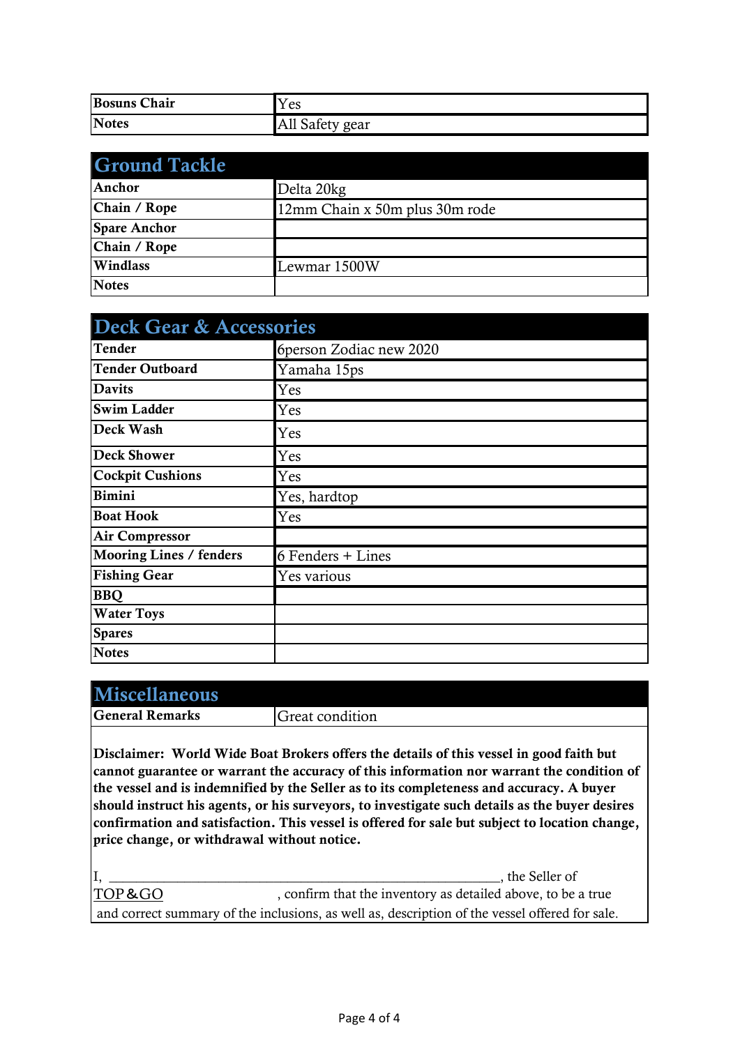| | |
|---|---|
| **Bosuns Chair** | Yes |
| **Notes** | All Safety gear |

## Ground Tackle

| | |
|---|---|
| **Anchor** | Delta 20kg |
| **Chain / Rope** | 12mm Chain x 50m plus 30m rode |
| **Spare Anchor** | |
| **Chain / Rope** | |
| **Windlass** | Lewmar 1500W |
| **Notes** | |

## Deck Gear & Accessories

| | |
|---|---|
| **Tender** | 6person Zodiac new 2020 |
| **Tender Outboard** | Yamaha 15ps |
| **Davits** | Yes |
| **Swim Ladder** | Yes |
| **Deck Wash** | Yes |
| **Deck Shower** | Yes |
| **Cockpit Cushions** | Yes |
| **Bimini** | Yes, hardtop |
| **Boat Hook** | Yes |
| **Air Compressor** | |
| **Mooring Lines / fenders** | 6 Fenders + Lines |
| **Fishing Gear** | Yes various |
| **BBQ** | |
| **Water Toys** | |
| **Spares** | |
| **Notes** | |

## Miscellaneous

| | |
|---|---|
| **General Remarks** | Great condition |

**Disclaimer: World Wide Boat Brokers offers the details of this vessel in good faith but cannot guarantee or warrant the accuracy of this information nor warrant the condition of the vessel and is indemnified by the Seller as to its completeness and accuracy. A buyer should instruct his agents, or his surveyors, to investigate such details as the buyer desires confirmation and satisfaction. This vessel is offered for sale but subject to location change, price change, or withdrawal without notice.**

I, ____________________________________________________________, the Seller of TOP&GO , confirm that the inventory as detailed above, to be a true and correct summary of the inclusions, as well as, description of the vessel offered for sale.